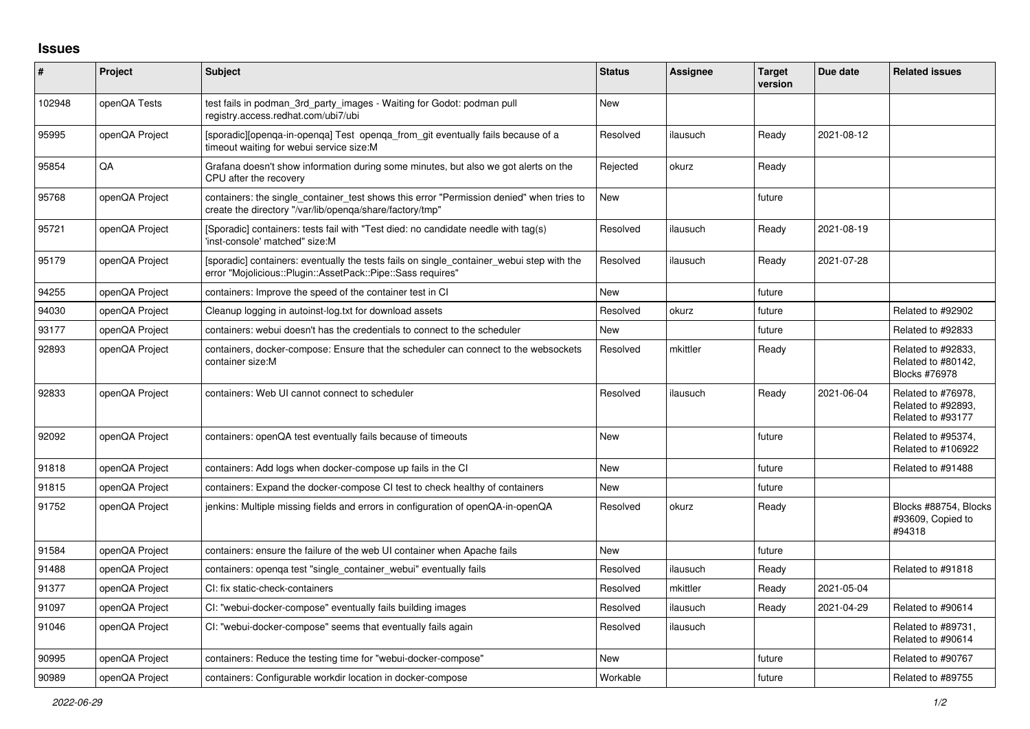## Issues

| # | Project | Subject | Status | Assignee | Target version | Due date | Related issues |
|---|---|---|---|---|---|---|---|
| 102948 | openQA Tests | test fails in podman_3rd_party_images - Waiting for Godot: podman pull registry.access.redhat.com/ubi7/ubi | New | | | | |
| 95995 | openQA Project | [sporadic][openqa-in-openqa] Test openqa_from_git eventually fails because of a timeout waiting for webui service size:M | Resolved | ilausuch | Ready | 2021-08-12 | |
| 95854 | QA | Grafana doesn't show information during some minutes, but also we got alerts on the CPU after the recovery | Rejected | okurz | Ready | | |
| 95768 | openQA Project | containers: the single_container_test shows this error "Permission denied" when tries to create the directory "/var/lib/openqa/share/factory/tmp" | New | | future | | |
| 95721 | openQA Project | [Sporadic] containers: tests fail with "Test died: no candidate needle with tag(s) 'inst-console' matched" size:M | Resolved | ilausuch | Ready | 2021-08-19 | |
| 95179 | openQA Project | [sporadic] containers: eventually the tests fails on single_container_webui step with the error "Mojolicious::Plugin::AssetPack::Pipe::Sass requires" | Resolved | ilausuch | Ready | 2021-07-28 | |
| 94255 | openQA Project | containers: Improve the speed of the container test in CI | New | | future | | |
| 94030 | openQA Project | Cleanup logging in autoinst-log.txt for download assets | Resolved | okurz | future | | Related to #92902 |
| 93177 | openQA Project | containers: webui doesn't has the credentials to connect to the scheduler | New | | future | | Related to #92833 |
| 92893 | openQA Project | containers, docker-compose: Ensure that the scheduler can connect to the websockets container size:M | Resolved | mkittler | Ready | | Related to #92833, Related to #80142, Blocks #76978 |
| 92833 | openQA Project | containers: Web UI cannot connect to scheduler | Resolved | ilausuch | Ready | 2021-06-04 | Related to #76978, Related to #92893, Related to #93177 |
| 92092 | openQA Project | containers: openQA test eventually fails because of timeouts | New | | future | | Related to #95374, Related to #106922 |
| 91818 | openQA Project | containers: Add logs when docker-compose up fails in the CI | New | | future | | Related to #91488 |
| 91815 | openQA Project | containers: Expand the docker-compose CI test to check healthy of containers | New | | future | | |
| 91752 | openQA Project | jenkins: Multiple missing fields and errors in configuration of openQA-in-openQA | Resolved | okurz | Ready | | Blocks #88754, Blocks #93609, Copied to #94318 |
| 91584 | openQA Project | containers: ensure the failure of the web UI container when Apache fails | New | | future | | |
| 91488 | openQA Project | containers: openqa test "single_container_webui" eventually fails | Resolved | ilausuch | Ready | | Related to #91818 |
| 91377 | openQA Project | CI: fix static-check-containers | Resolved | mkittler | Ready | 2021-05-04 | |
| 91097 | openQA Project | CI: "webui-docker-compose" eventually fails building images | Resolved | ilausuch | Ready | 2021-04-29 | Related to #90614 |
| 91046 | openQA Project | CI: "webui-docker-compose" seems that eventually fails again | Resolved | ilausuch | | | Related to #89731, Related to #90614 |
| 90995 | openQA Project | containers: Reduce the testing time for "webui-docker-compose" | New | | future | | Related to #90767 |
| 90989 | openQA Project | containers: Configurable workdir location in docker-compose | Workable | | future | | Related to #89755 |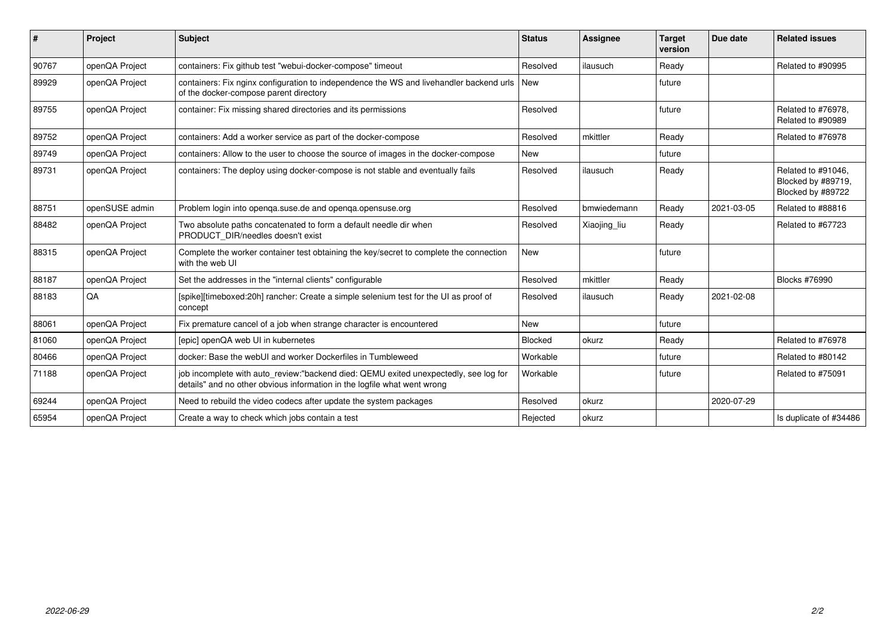| # | Project | Subject | Status | Assignee | Target version | Due date | Related issues |
|---|---|---|---|---|---|---|---|
| 90767 | openQA Project | containers: Fix github test "webui-docker-compose" timeout | Resolved | ilausuch | Ready | | Related to #90995 |
| 89929 | openQA Project | containers: Fix nginx configuration to independence the WS and livehandler backend urls of the docker-compose parent directory | New | | future | | |
| 89755 | openQA Project | container: Fix missing shared directories and its permissions | Resolved | | future | | Related to #76978, Related to #90989 |
| 89752 | openQA Project | containers: Add a worker service as part of the docker-compose | Resolved | mkittler | Ready | | Related to #76978 |
| 89749 | openQA Project | containers: Allow to the user to choose the source of images in the docker-compose | New | | future | | |
| 89731 | openQA Project | containers: The deploy using docker-compose is not stable and eventually fails | Resolved | ilausuch | Ready | | Related to #91046, Blocked by #89719, Blocked by #89722 |
| 88751 | openSUSE admin | Problem login into openqa.suse.de and openqa.opensuse.org | Resolved | bmwiedemann | Ready | 2021-03-05 | Related to #88816 |
| 88482 | openQA Project | Two absolute paths concatenated to form a default needle dir when PRODUCT_DIR/needles doesn't exist | Resolved | Xiaojing_liu | Ready | | Related to #67723 |
| 88315 | openQA Project | Complete the worker container test obtaining the key/secret to complete the connection with the web UI | New | | future | | |
| 88187 | openQA Project | Set the addresses in the "internal clients" configurable | Resolved | mkittler | Ready | | Blocks #76990 |
| 88183 | QA | [spike][timeboxed:20h] rancher: Create a simple selenium test for the UI as proof of concept | Resolved | ilausuch | Ready | 2021-02-08 | |
| 88061 | openQA Project | Fix premature cancel of a job when strange character is encountered | New | | future | | |
| 81060 | openQA Project | [epic] openQA web UI in kubernetes | Blocked | okurz | Ready | | Related to #76978 |
| 80466 | openQA Project | docker: Base the webUI and worker Dockerfiles in Tumbleweed | Workable | | future | | Related to #80142 |
| 71188 | openQA Project | job incomplete with auto_review:"backend died: QEMU exited unexpectedly, see log for details" and no other obvious information in the logfile what went wrong | Workable | | future | | Related to #75091 |
| 69244 | openQA Project | Need to rebuild the video codecs after update the system packages | Resolved | okurz | | 2020-07-29 | |
| 65954 | openQA Project | Create a way to check which jobs contain a test | Rejected | okurz | | | Is duplicate of #34486 |